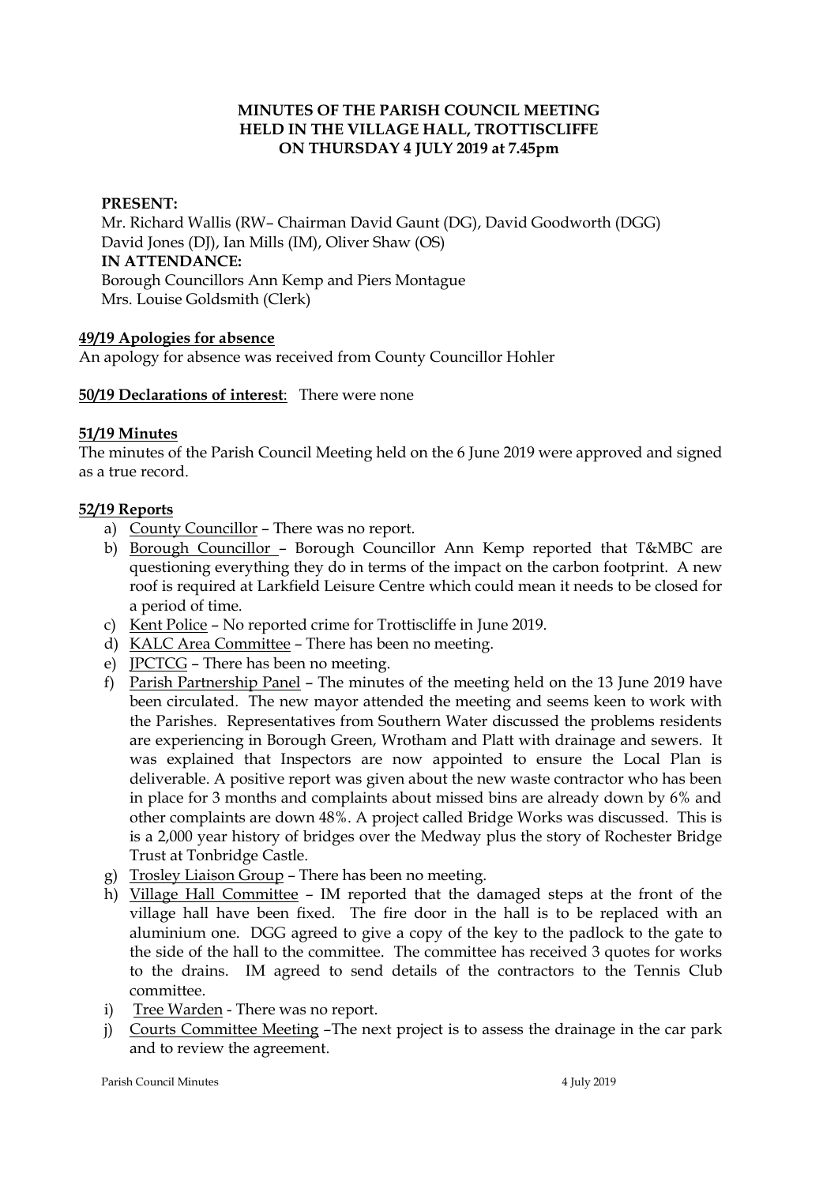**MINUTES OF THE PARISH COUNCIL MEETING**
**HELD IN THE VILLAGE HALL, TROTTISCLIFFE**
**ON THURSDAY 4 JULY 2019 at 7.45pm**

**PRESENT:**

Mr. Richard Wallis (RW– Chairman David Gaunt (DG), David Goodworth (DGG)
David Jones (DJ), Ian Mills (IM), Oliver Shaw (OS)

**IN ATTENDANCE:**

Borough Councillors Ann Kemp and Piers Montague
Mrs. Louise Goldsmith (Clerk)

**49/19 Apologies for absence**

An apology for absence was received from County Councillor Hohler

**50/19 Declarations of interest**: There were none

**51/19 Minutes**

The minutes of the Parish Council Meeting held on the 6 June 2019 were approved and signed as a true record.

**52/19 Reports**

a) County Councillor – There was no report.
b) Borough Councillor – Borough Councillor Ann Kemp reported that T&MBC are questioning everything they do in terms of the impact on the carbon footprint. A new roof is required at Larkfield Leisure Centre which could mean it needs to be closed for a period of time.
c) Kent Police – No reported crime for Trottiscliffe in June 2019.
d) KALC Area Committee – There has been no meeting.
e) JPCTCG – There has been no meeting.
f) Parish Partnership Panel – The minutes of the meeting held on the 13 June 2019 have been circulated. The new mayor attended the meeting and seems keen to work with the Parishes. Representatives from Southern Water discussed the problems residents are experiencing in Borough Green, Wrotham and Platt with drainage and sewers. It was explained that Inspectors are now appointed to ensure the Local Plan is deliverable. A positive report was given about the new waste contractor who has been in place for 3 months and complaints about missed bins are already down by 6% and other complaints are down 48%. A project called Bridge Works was discussed. This is is a 2,000 year history of bridges over the Medway plus the story of Rochester Bridge Trust at Tonbridge Castle.
g) Trosley Liaison Group – There has been no meeting.
h) Village Hall Committee – IM reported that the damaged steps at the front of the village hall have been fixed. The fire door in the hall is to be replaced with an aluminium one. DGG agreed to give a copy of the key to the padlock to the gate to the side of the hall to the committee. The committee has received 3 quotes for works to the drains. IM agreed to send details of the contractors to the Tennis Club committee.
i) Tree Warden - There was no report.
j) Courts Committee Meeting –The next project is to assess the drainage in the car park and to review the agreement.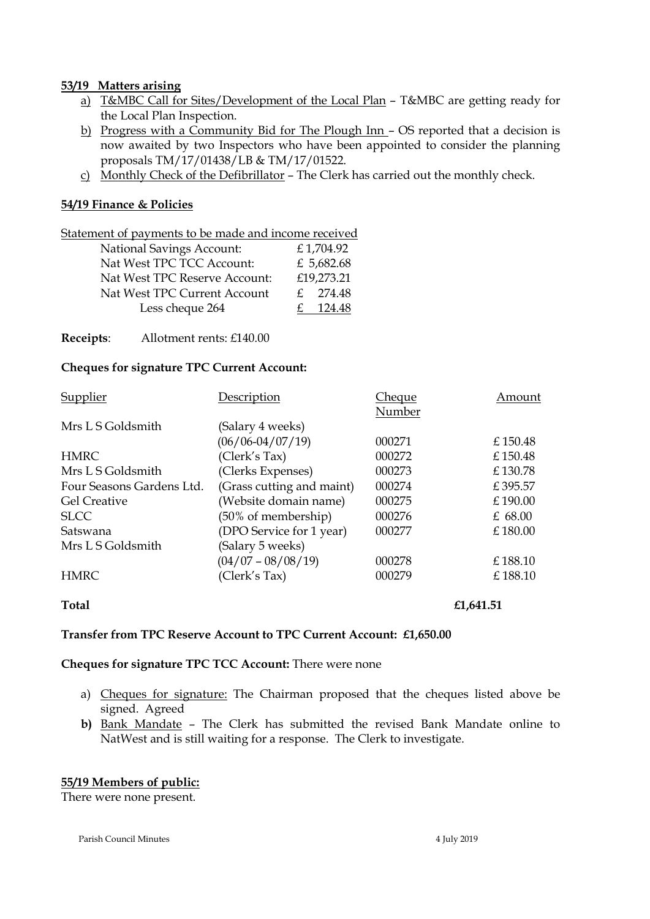**53/19 Matters arising**

a) T&MBC Call for Sites/Development of the Local Plan – T&MBC are getting ready for the Local Plan Inspection.
b) Progress with a Community Bid for The Plough Inn – OS reported that a decision is now awaited by two Inspectors who have been appointed to consider the planning proposals TM/17/01438/LB & TM/17/01522.
c) Monthly Check of the Defibrillator – The Clerk has carried out the monthly check.

**54/19 Finance & Policies**

Statement of payments to be made and income received

| | |
|---|---|
| National Savings Account: | £ 1,704.92 |
| Nat West TPC TCC Account: | £ 5,682.68 |
| Nat West TPC Reserve Account: | £19,273.21 |
| Nat West TPC Current Account | £ 274.48 |
| Less cheque 264 | £ 124.48 |

**Receipts**: Allotment rents: £140.00

**Cheques for signature TPC Current Account:**

| Supplier | Description | Cheque Number | Amount |
|---|---|---|---|
| Mrs L S Goldsmith | (Salary 4 weeks) (06/06-04/07/19) | 000271 | £ 150.48 |
| HMRC | (Clerk's Tax) | 000272 | £ 150.48 |
| Mrs L S Goldsmith | (Clerks Expenses) | 000273 | £ 130.78 |
| Four Seasons Gardens Ltd. | (Grass cutting and maint) | 000274 | £ 395.57 |
| Gel Creative | (Website domain name) | 000275 | £ 190.00 |
| SLCC | (50% of membership) | 000276 | £ 68.00 |
| Satswana | (DPO Service for 1 year) | 000277 | £ 180.00 |
| Mrs L S Goldsmith | (Salary 5 weeks) (04/07 – 08/08/19) | 000278 | £ 188.10 |
| HMRC | (Clerk's Tax) | 000279 | £ 188.10 |
| **Total** | | | **£1,641.51** |

**Transfer from TPC Reserve Account to TPC Current Account: £1,650.00**

**Cheques for signature TPC TCC Account:** There were none

a) Cheques for signature: The Chairman proposed that the cheques listed above be signed. Agreed
**b)** Bank Mandate – The Clerk has submitted the revised Bank Mandate online to NatWest and is still waiting for a response. The Clerk to investigate.

**55/19 Members of public:**

There were none present.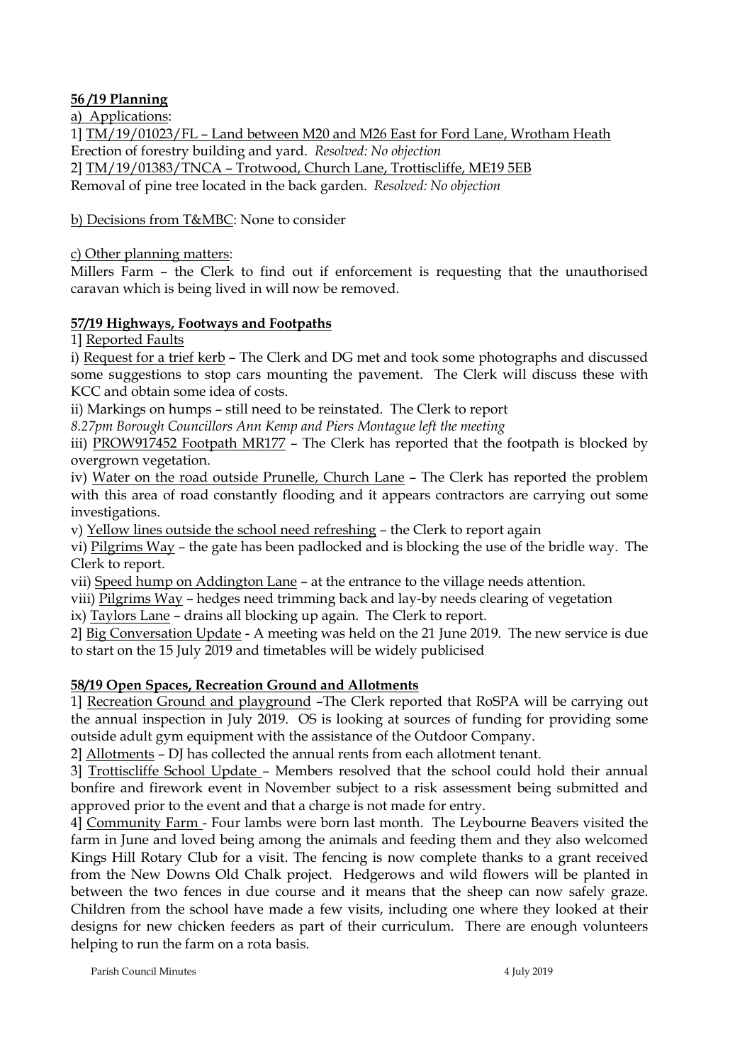**56 /19 Planning**

a) Applications:

1] TM/19/01023/FL – Land between M20 and M26 East for Ford Lane, Wrotham Heath
Erection of forestry building and yard. *Resolved: No objection*

2] TM/19/01383/TNCA – Trotwood, Church Lane, Trottiscliffe, ME19 5EB
Removal of pine tree located in the back garden. *Resolved: No objection*

b) Decisions from T&MBC: None to consider

c) Other planning matters:

Millers Farm – the Clerk to find out if enforcement is requesting that the unauthorised caravan which is being lived in will now be removed.

**57/19 Highways, Footways and Footpaths**

1] Reported Faults

i) Request for a trief kerb – The Clerk and DG met and took some photographs and discussed some suggestions to stop cars mounting the pavement. The Clerk will discuss these with KCC and obtain some idea of costs.

ii) Markings on humps – still need to be reinstated. The Clerk to report

*8.27pm Borough Councillors Ann Kemp and Piers Montague left the meeting*

iii) PROW917452 Footpath MR177 – The Clerk has reported that the footpath is blocked by overgrown vegetation.

iv) Water on the road outside Prunelle, Church Lane – The Clerk has reported the problem with this area of road constantly flooding and it appears contractors are carrying out some investigations.

v) Yellow lines outside the school need refreshing – the Clerk to report again

vi) Pilgrims Way – the gate has been padlocked and is blocking the use of the bridle way. The Clerk to report.

vii) Speed hump on Addington Lane – at the entrance to the village needs attention.

viii) Pilgrims Way – hedges need trimming back and lay-by needs clearing of vegetation

ix) Taylors Lane – drains all blocking up again. The Clerk to report.

2] Big Conversation Update - A meeting was held on the 21 June 2019. The new service is due to start on the 15 July 2019 and timetables will be widely publicised

**58/19 Open Spaces, Recreation Ground and Allotments**

1] Recreation Ground and playground –The Clerk reported that RoSPA will be carrying out the annual inspection in July 2019. OS is looking at sources of funding for providing some outside adult gym equipment with the assistance of the Outdoor Company.

2] Allotments – DJ has collected the annual rents from each allotment tenant.

3] Trottiscliffe School Update – Members resolved that the school could hold their annual bonfire and firework event in November subject to a risk assessment being submitted and approved prior to the event and that a charge is not made for entry.

4] Community Farm - Four lambs were born last month. The Leybourne Beavers visited the farm in June and loved being among the animals and feeding them and they also welcomed Kings Hill Rotary Club for a visit. The fencing is now complete thanks to a grant received from the New Downs Old Chalk project. Hedgerows and wild flowers will be planted in between the two fences in due course and it means that the sheep can now safely graze. Children from the school have made a few visits, including one where they looked at their designs for new chicken feeders as part of their curriculum. There are enough volunteers helping to run the farm on a rota basis.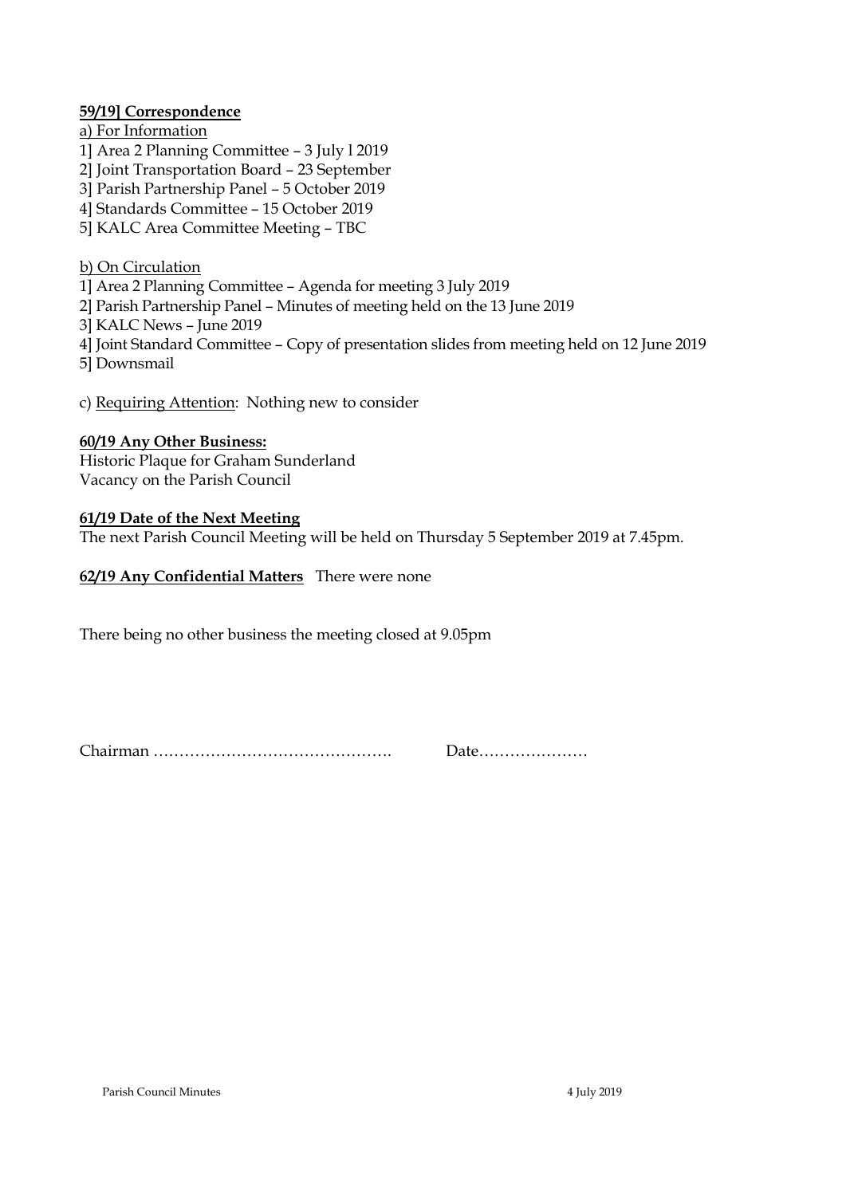**59/19] Correspondence**

a) For Information

1] Area 2 Planning Committee – 3 July l 2019
2] Joint Transportation Board – 23 September
3] Parish Partnership Panel – 5 October 2019
4] Standards Committee – 15 October 2019
5] KALC Area Committee Meeting – TBC

b) On Circulation

1] Area 2 Planning Committee – Agenda for meeting 3 July 2019
2] Parish Partnership Panel – Minutes of meeting held on the 13 June 2019
3] KALC News – June 2019
4] Joint Standard Committee – Copy of presentation slides from meeting held on 12 June 2019
5] Downsmail

c) Requiring Attention: Nothing new to consider

**60/19 Any Other Business:**

Historic Plaque for Graham Sunderland
Vacancy on the Parish Council

**61/19 Date of the Next Meeting**

The next Parish Council Meeting will be held on Thursday 5 September 2019 at 7.45pm.

**62/19 Any Confidential Matters** There were none

There being no other business the meeting closed at 9.05pm

Chairman ………………………………………. Date…………………